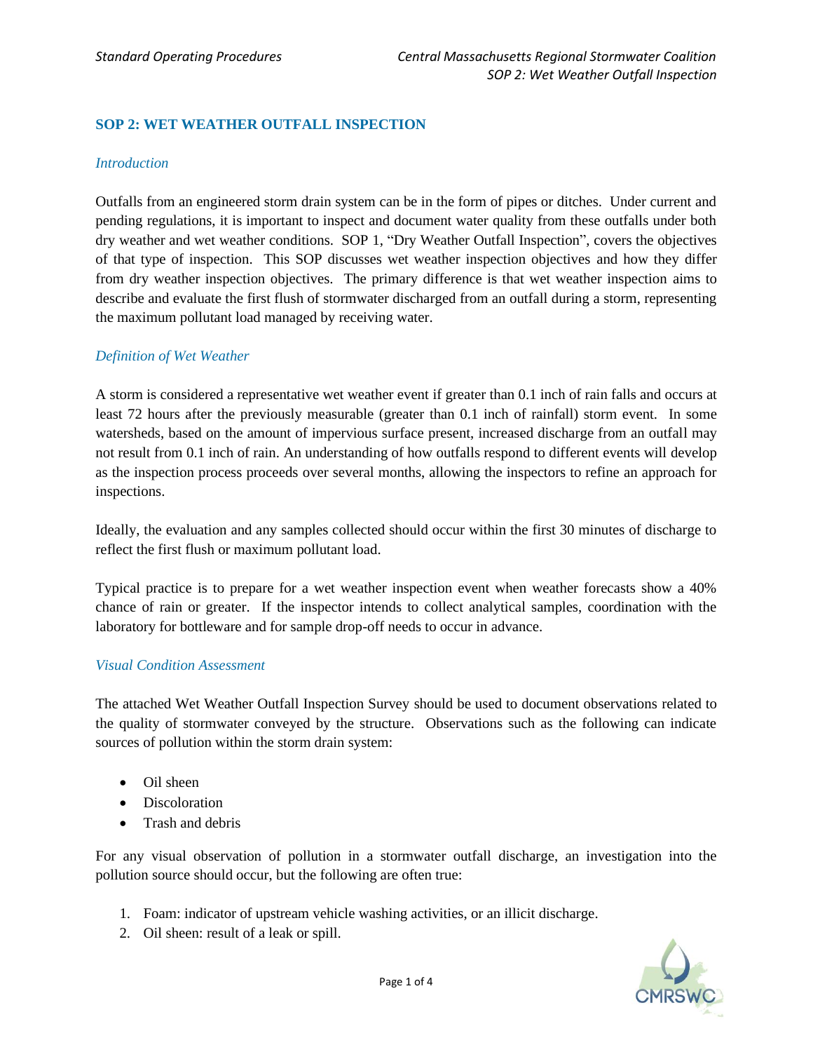## SOP 2: WET WEATHER OUTFALL INSPECTION

### *Introduction*

Outfalls from an engineered storm drain system can be in the form of pipes or ditches. Under current and pending regulations, it is important to inspect and document water quality from these outfalls under both dry weather and wet weather conditions. SOP 1, "Dry Weather Outfall Inspection", covers the objectives of that type of inspection. This SOP discusses wet weather inspection objectives and how they differ from dry weather inspection objectives. The primary difference is that wet weather inspection aims to describe and evaluate the first flush of stormwater discharged from an outfall during a storm, representing the maximum pollutant load managed by receiving water.

### *Definition of Wet Weather*

A storm is considered a representative wet weather event if greater than 0.1 inch of rain falls and occurs at least 72 hours after the previously measurable (greater than 0.1 inch of rainfall) storm event. In some watersheds, based on the amount of impervious surface present, increased discharge from an outfall may not result from 0.1 inch of rain. An understanding of how outfalls respond to different events will develop as the inspection process proceeds over several months, allowing the inspectors to refine an approach for inspections.

Ideally, the evaluation and any samples collected should occur within the first 30 minutes of discharge to reflect the first flush or maximum pollutant load.

Typical practice is to prepare for a wet weather inspection event when weather forecasts show a 40% chance of rain or greater. If the inspector intends to collect analytical samples, coordination with the laboratory for bottleware and for sample drop-off needs to occur in advance.

### *Visual Condition Assessment*

The attached Wet Weather Outfall Inspection Survey should be used to document observations related to the quality of stormwater conveyed by the structure. Observations such as the following can indicate sources of pollution within the storm drain system:

- Oil sheen
- Discoloration
- Trash and debris

For any visual observation of pollution in a stormwater outfall discharge, an investigation into the pollution source should occur, but the following are often true:

1. Foam: indicator of upstream vehicle washing activities, or an illicit discharge.
2. Oil sheen: result of a leak or spill.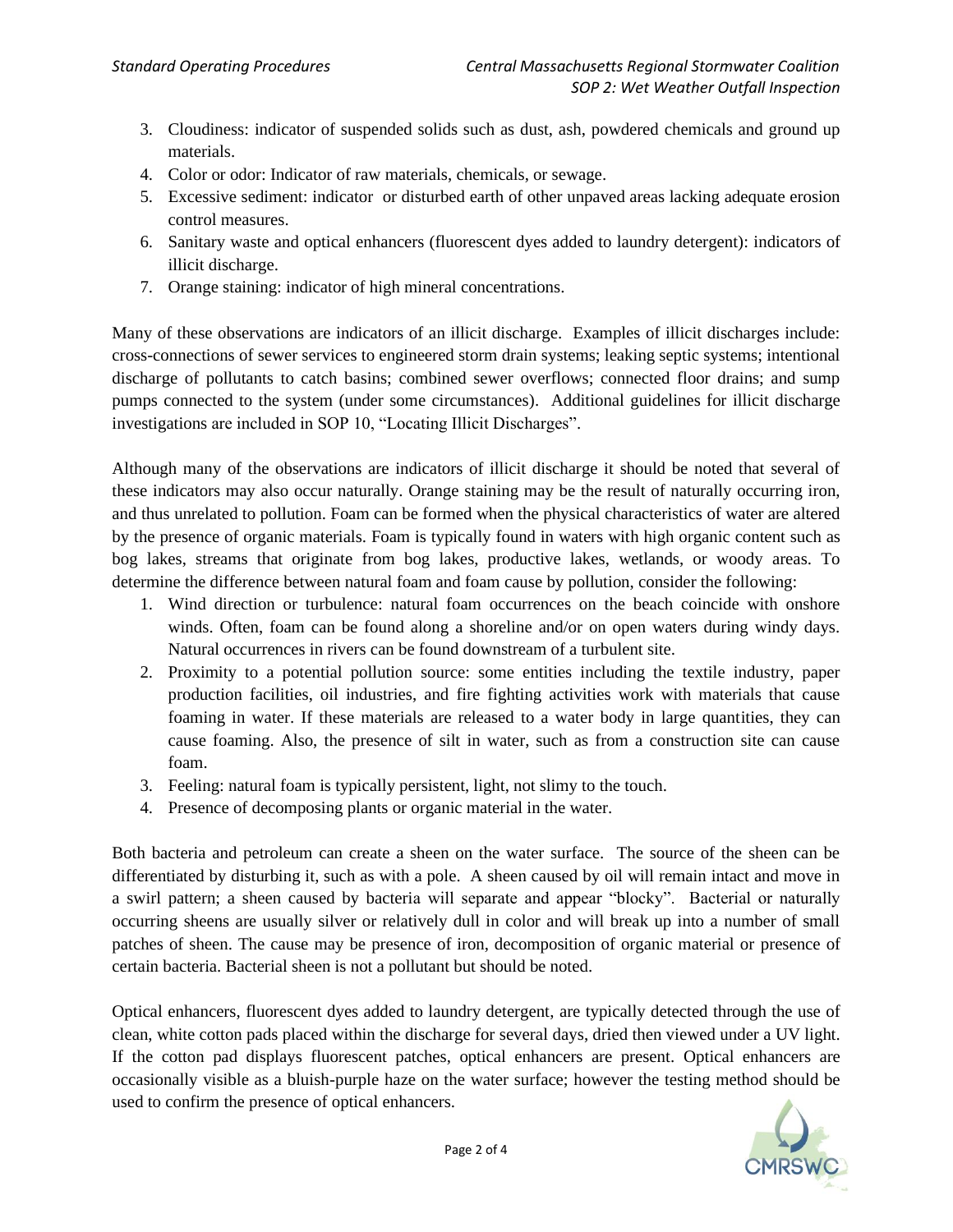3. Cloudiness: indicator of suspended solids such as dust, ash, powdered chemicals and ground up materials.
4. Color or odor: Indicator of raw materials, chemicals, or sewage.
5. Excessive sediment: indicator  or disturbed earth of other unpaved areas lacking adequate erosion control measures.
6. Sanitary waste and optical enhancers (fluorescent dyes added to laundry detergent): indicators of illicit discharge.
7. Orange staining: indicator of high mineral concentrations.

Many of these observations are indicators of an illicit discharge. Examples of illicit discharges include: cross-connections of sewer services to engineered storm drain systems; leaking septic systems; intentional discharge of pollutants to catch basins; combined sewer overflows; connected floor drains; and sump pumps connected to the system (under some circumstances). Additional guidelines for illicit discharge investigations are included in SOP 10, "Locating Illicit Discharges".

Although many of the observations are indicators of illicit discharge it should be noted that several of these indicators may also occur naturally. Orange staining may be the result of naturally occurring iron, and thus unrelated to pollution. Foam can be formed when the physical characteristics of water are altered by the presence of organic materials. Foam is typically found in waters with high organic content such as bog lakes, streams that originate from bog lakes, productive lakes, wetlands, or woody areas. To determine the difference between natural foam and foam cause by pollution, consider the following:

1. Wind direction or turbulence: natural foam occurrences on the beach coincide with onshore winds. Often, foam can be found along a shoreline and/or on open waters during windy days. Natural occurrences in rivers can be found downstream of a turbulent site.
2. Proximity to a potential pollution source: some entities including the textile industry, paper production facilities, oil industries, and fire fighting activities work with materials that cause foaming in water. If these materials are released to a water body in large quantities, they can cause foaming. Also, the presence of silt in water, such as from a construction site can cause foam.
3. Feeling: natural foam is typically persistent, light, not slimy to the touch.
4. Presence of decomposing plants or organic material in the water.

Both bacteria and petroleum can create a sheen on the water surface. The source of the sheen can be differentiated by disturbing it, such as with a pole. A sheen caused by oil will remain intact and move in a swirl pattern; a sheen caused by bacteria will separate and appear "blocky". Bacterial or naturally occurring sheens are usually silver or relatively dull in color and will break up into a number of small patches of sheen. The cause may be presence of iron, decomposition of organic material or presence of certain bacteria. Bacterial sheen is not a pollutant but should be noted.

Optical enhancers, fluorescent dyes added to laundry detergent, are typically detected through the use of clean, white cotton pads placed within the discharge for several days, dried then viewed under a UV light. If the cotton pad displays fluorescent patches, optical enhancers are present. Optical enhancers are occasionally visible as a bluish-purple haze on the water surface; however the testing method should be used to confirm the presence of optical enhancers.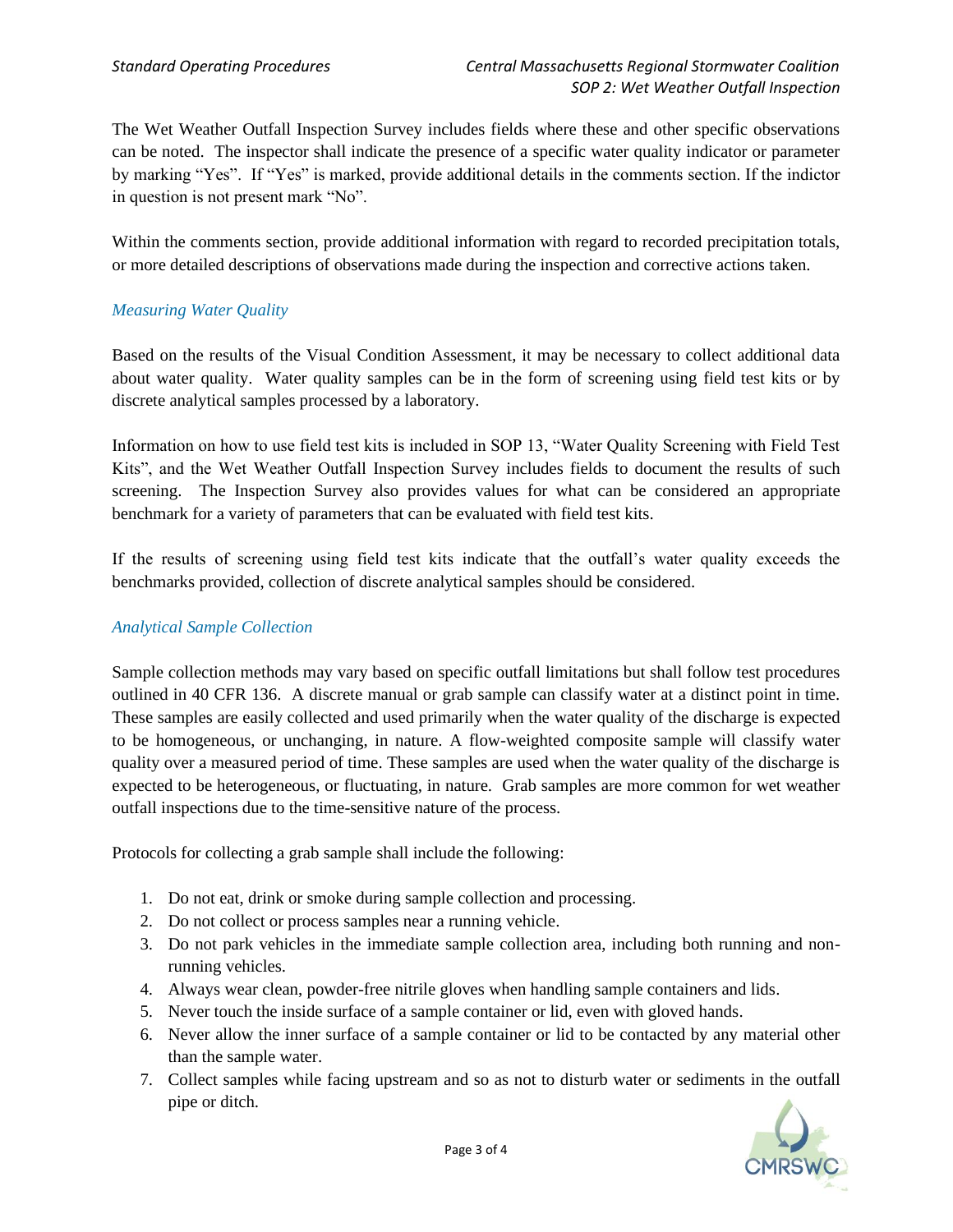The Wet Weather Outfall Inspection Survey includes fields where these and other specific observations can be noted. The inspector shall indicate the presence of a specific water quality indicator or parameter by marking "Yes". If "Yes" is marked, provide additional details in the comments section. If the indictor in question is not present mark "No".

Within the comments section, provide additional information with regard to recorded precipitation totals, or more detailed descriptions of observations made during the inspection and corrective actions taken.

### *Measuring Water Quality*

Based on the results of the Visual Condition Assessment, it may be necessary to collect additional data about water quality. Water quality samples can be in the form of screening using field test kits or by discrete analytical samples processed by a laboratory.

Information on how to use field test kits is included in SOP 13, "Water Quality Screening with Field Test Kits", and the Wet Weather Outfall Inspection Survey includes fields to document the results of such screening. The Inspection Survey also provides values for what can be considered an appropriate benchmark for a variety of parameters that can be evaluated with field test kits.

If the results of screening using field test kits indicate that the outfall's water quality exceeds the benchmarks provided, collection of discrete analytical samples should be considered.

### *Analytical Sample Collection*

Sample collection methods may vary based on specific outfall limitations but shall follow test procedures outlined in 40 CFR 136. A discrete manual or grab sample can classify water at a distinct point in time. These samples are easily collected and used primarily when the water quality of the discharge is expected to be homogeneous, or unchanging, in nature. A flow-weighted composite sample will classify water quality over a measured period of time. These samples are used when the water quality of the discharge is expected to be heterogeneous, or fluctuating, in nature. Grab samples are more common for wet weather outfall inspections due to the time-sensitive nature of the process.

Protocols for collecting a grab sample shall include the following:

1. Do not eat, drink or smoke during sample collection and processing.
2. Do not collect or process samples near a running vehicle.
3. Do not park vehicles in the immediate sample collection area, including both running and non-running vehicles.
4. Always wear clean, powder-free nitrile gloves when handling sample containers and lids.
5. Never touch the inside surface of a sample container or lid, even with gloved hands.
6. Never allow the inner surface of a sample container or lid to be contacted by any material other than the sample water.
7. Collect samples while facing upstream and so as not to disturb water or sediments in the outfall pipe or ditch.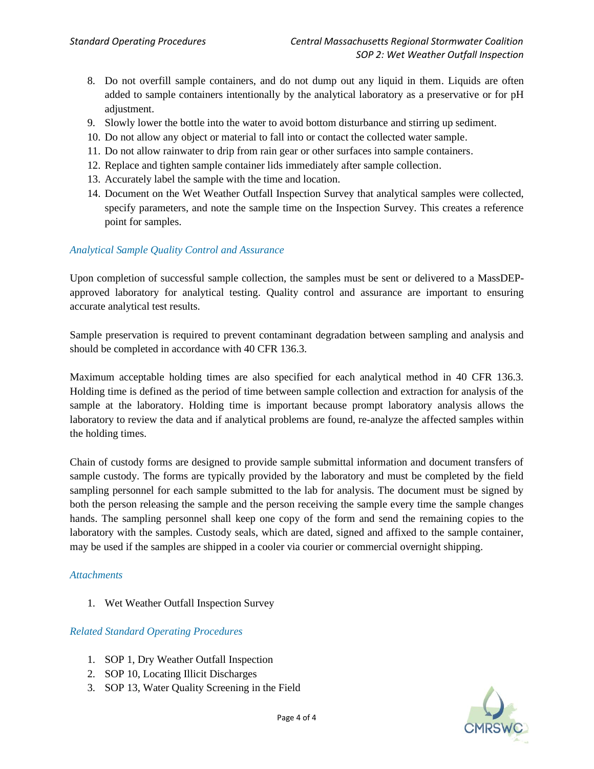8. Do not overfill sample containers, and do not dump out any liquid in them. Liquids are often added to sample containers intentionally by the analytical laboratory as a preservative or for pH adjustment.
9. Slowly lower the bottle into the water to avoid bottom disturbance and stirring up sediment.
10. Do not allow any object or material to fall into or contact the collected water sample.
11. Do not allow rainwater to drip from rain gear or other surfaces into sample containers.
12. Replace and tighten sample container lids immediately after sample collection.
13. Accurately label the sample with the time and location.
14. Document on the Wet Weather Outfall Inspection Survey that analytical samples were collected, specify parameters, and note the sample time on the Inspection Survey. This creates a reference point for samples.

### *Analytical Sample Quality Control and Assurance*

Upon completion of successful sample collection, the samples must be sent or delivered to a MassDEP-approved laboratory for analytical testing. Quality control and assurance are important to ensuring accurate analytical test results.

Sample preservation is required to prevent contaminant degradation between sampling and analysis and should be completed in accordance with 40 CFR 136.3.

Maximum acceptable holding times are also specified for each analytical method in 40 CFR 136.3. Holding time is defined as the period of time between sample collection and extraction for analysis of the sample at the laboratory. Holding time is important because prompt laboratory analysis allows the laboratory to review the data and if analytical problems are found, re-analyze the affected samples within the holding times.

Chain of custody forms are designed to provide sample submittal information and document transfers of sample custody. The forms are typically provided by the laboratory and must be completed by the field sampling personnel for each sample submitted to the lab for analysis. The document must be signed by both the person releasing the sample and the person receiving the sample every time the sample changes hands. The sampling personnel shall keep one copy of the form and send the remaining copies to the laboratory with the samples. Custody seals, which are dated, signed and affixed to the sample container, may be used if the samples are shipped in a cooler via courier or commercial overnight shipping.

### *Attachments*

1. Wet Weather Outfall Inspection Survey

### *Related Standard Operating Procedures*

1. SOP 1, Dry Weather Outfall Inspection
2. SOP 10, Locating Illicit Discharges
3. SOP 13, Water Quality Screening in the Field